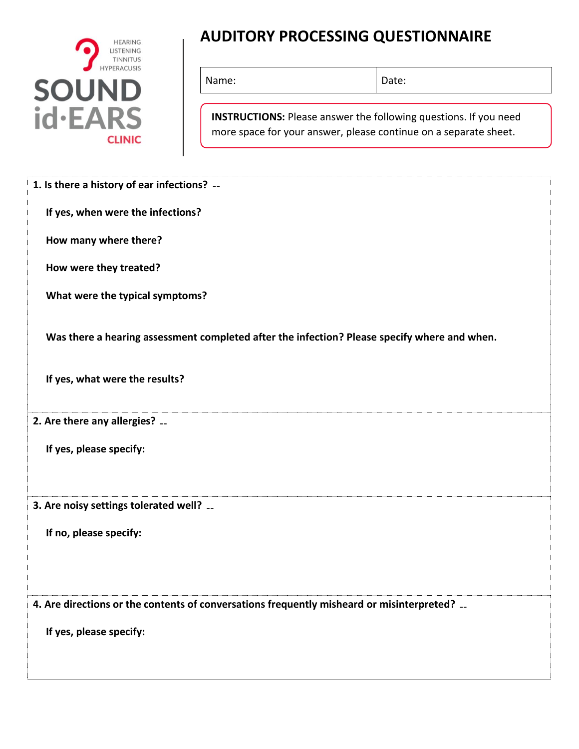HEARING
LISTENING
TINNITUS
HYPERACUSIS

SOUND id·EARS CLINIC

# AUDITORY PROCESSING QUESTIONNAIRE

| Name: | Date: |
|---|---|

**INSTRUCTIONS:** Please answer the following questions. If you need more space for your answer, please continue on a separate sheet.

**1. Is there a history of ear infections?**

**If yes, when were the infections?**

**How many where there?**

**How were they treated?**

**What were the typical symptoms?**

**Was there a hearing assessment completed after the infection? Please specify where and when.**

**If yes, what were the results?**

**2. Are there any allergies?**

**If yes, please specify:**

**3. Are noisy settings tolerated well?**

**If no, please specify:**

**4. Are directions or the contents of conversations frequently misheard or misinterpreted?**

**If yes, please specify:**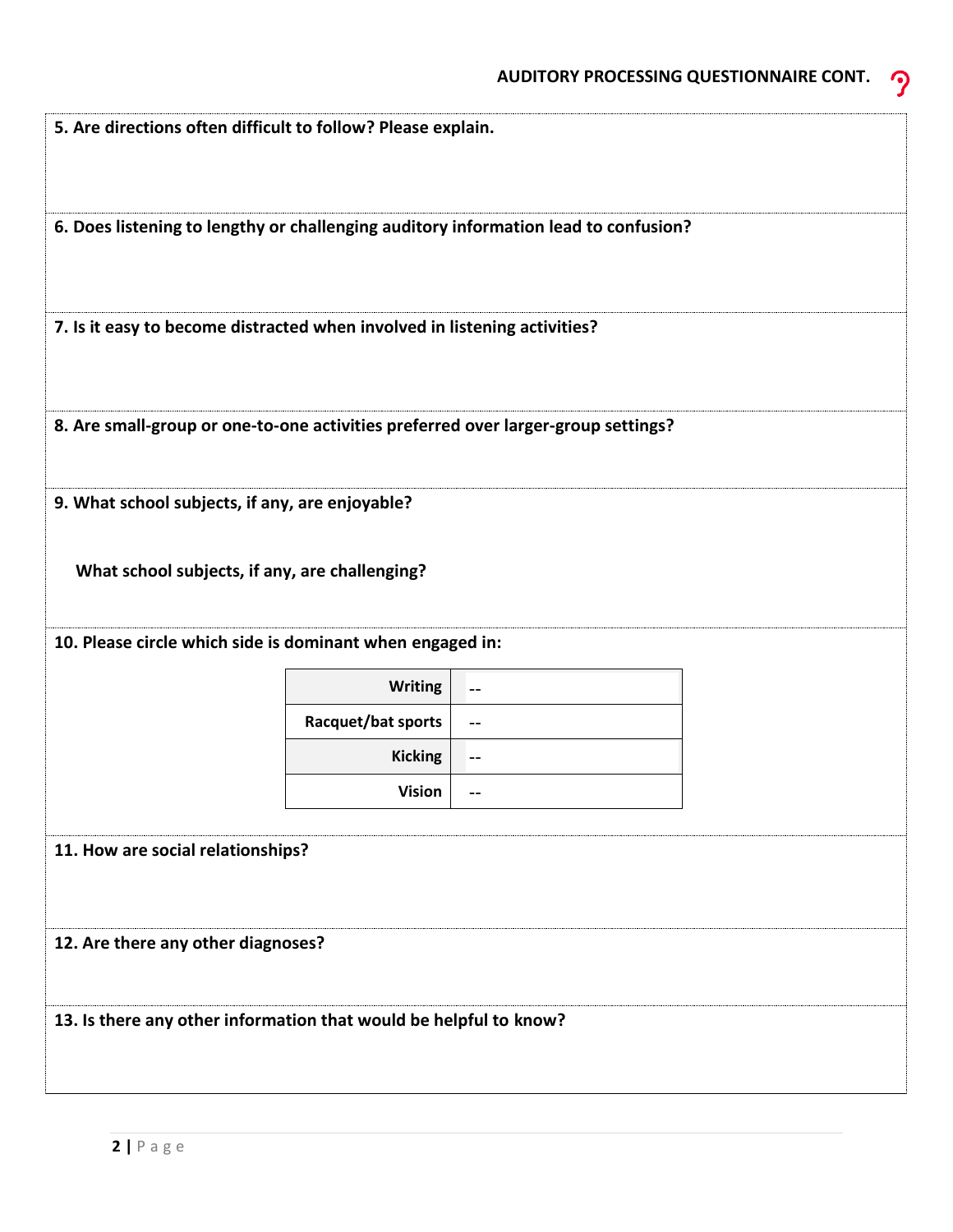**AUDITORY PROCESSING QUESTIONNAIRE CONT.**

**5. Are directions often difficult to follow? Please explain.**

**6. Does listening to lengthy or challenging auditory information lead to confusion?**

**7. Is it easy to become distracted when involved in listening activities?**

**8. Are small-group or one-to-one activities preferred over larger-group settings?**

**9. What school subjects, if any, are enjoyable?**

**What school subjects, if any, are challenging?**

**10. Please circle which side is dominant when engaged in:**

| | |
|---|---|
| **Writing** | -- |
| **Racquet/bat sports** | -- |
| **Kicking** | -- |
| **Vision** | -- |

**11. How are social relationships?**

**12. Are there any other diagnoses?**

**13. Is there any other information that would be helpful to know?**